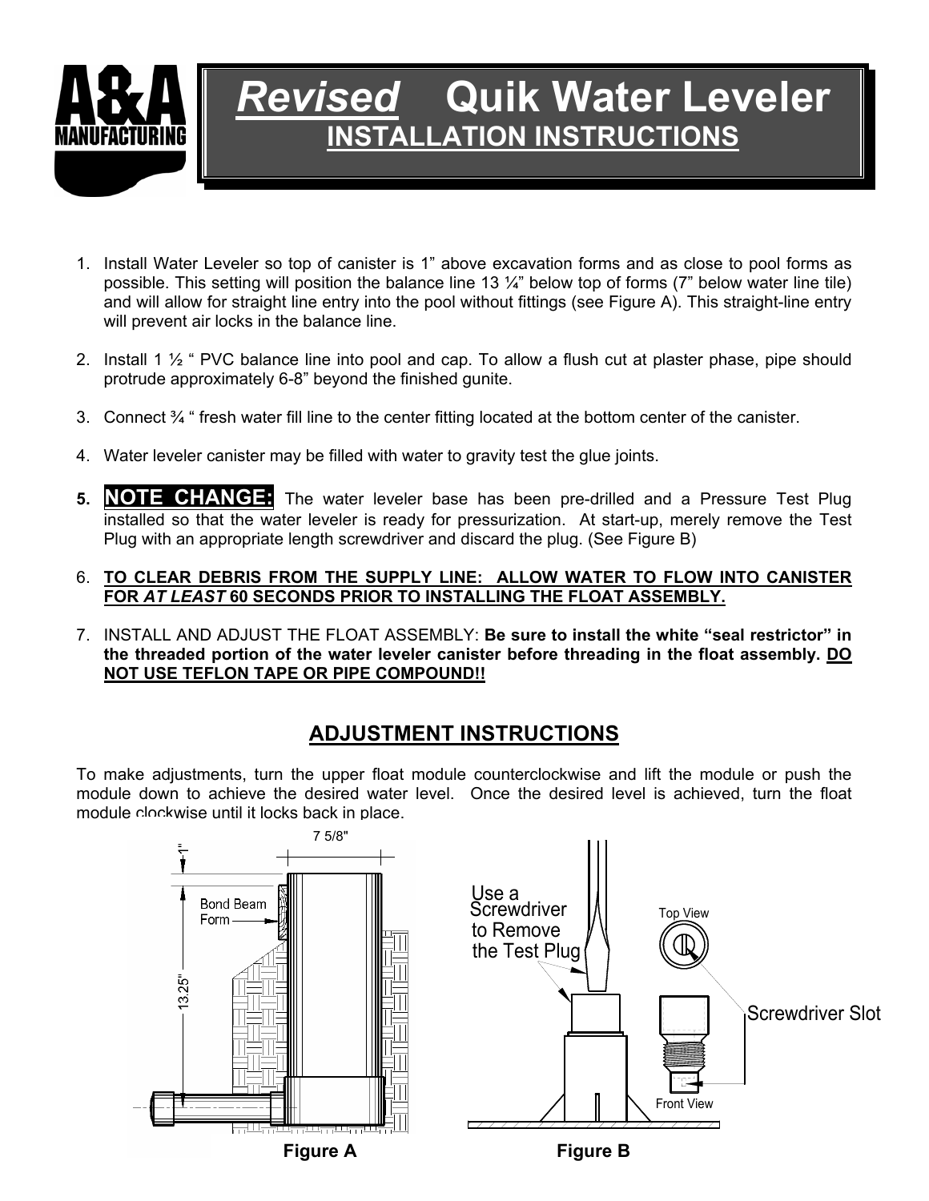# *Revised* Quik Water Leveler

## INSTALLATION INSTRUCTIONS

1. Install Water Leveler so top of canister is 1" above excavation forms and as close to pool forms as possible. This setting will position the balance line 13 ¼" below top of forms (7" below water line tile) and will allow for straight line entry into the pool without fittings (see Figure A). This straight-line entry will prevent air locks in the balance line.

2. Install 1 ½ " PVC balance line into pool and cap. To allow a flush cut at plaster phase, pipe should protrude approximately 6-8" beyond the finished gunite.

3. Connect ¾ " fresh water fill line to the center fitting located at the bottom center of the canister.

4. Water leveler canister may be filled with water to gravity test the glue joints.

5. **NOTE CHANGE:** The water leveler base has been pre-drilled and a Pressure Test Plug installed so that the water leveler is ready for pressurization. At start-up, merely remove the Test Plug with an appropriate length screwdriver and discard the plug. (See Figure B)

6. **TO CLEAR DEBRIS FROM THE SUPPLY LINE: ALLOW WATER TO FLOW INTO CANISTER FOR *AT LEAST* 60 SECONDS PRIOR TO INSTALLING THE FLOAT ASSEMBLY.**

7. INSTALL AND ADJUST THE FLOAT ASSEMBLY: **Be sure to install the white "seal restrictor" in the threaded portion of the water leveler canister before threading in the float assembly. DO NOT USE TEFLON TAPE OR PIPE COMPOUND!!**

## ADJUSTMENT INSTRUCTIONS

To make adjustments, turn the upper float module counterclockwise and lift the module or push the module down to achieve the desired water level. Once the desired level is achieved, turn the float module clockwise until it locks back in place.

Figure A

Figure B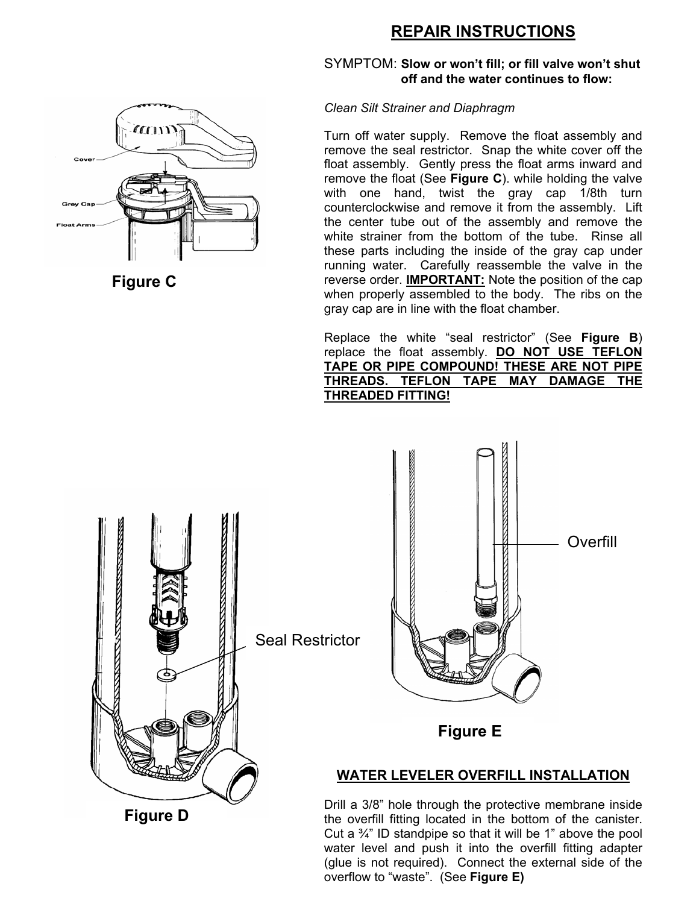## REPAIR INSTRUCTIONS

SYMPTOM: **Slow or won't fill; or fill valve won't shut off and the water continues to flow:**

*Clean Silt Strainer and Diaphragm*

Turn off water supply. Remove the float assembly and remove the seal restrictor. Snap the white cover off the float assembly. Gently press the float arms inward and remove the float (See **Figure C**). while holding the valve with one hand, twist the gray cap 1/8th turn counterclockwise and remove it from the assembly. Lift the center tube out of the assembly and remove the white strainer from the bottom of the tube. Rinse all these parts including the inside of the gray cap under running water. Carefully reassemble the valve in the reverse order. **<u>IMPORTANT:</u>** Note the position of the cap when properly assembled to the body. The ribs on the gray cap are in line with the float chamber.

Replace the white "seal restrictor" (See **Figure B**) replace the float assembly. **<u>DO NOT USE TEFLON TAPE OR PIPE COMPOUND! THESE ARE NOT PIPE THREADS. TEFLON TAPE MAY DAMAGE THE THREADED FITTING!</u>**

Cover

Grey Cap

Float Arms

Figure C

Seal Restrictor

Figure D

Overfill

Figure E

## WATER LEVELER OVERFILL INSTALLATION

Drill a 3/8" hole through the protective membrane inside the overfill fitting located in the bottom of the canister. Cut a ¾" ID standpipe so that it will be 1" above the pool water level and push it into the overfill fitting adapter (glue is not required). Connect the external side of the overflow to "waste". (See **Figure E)**